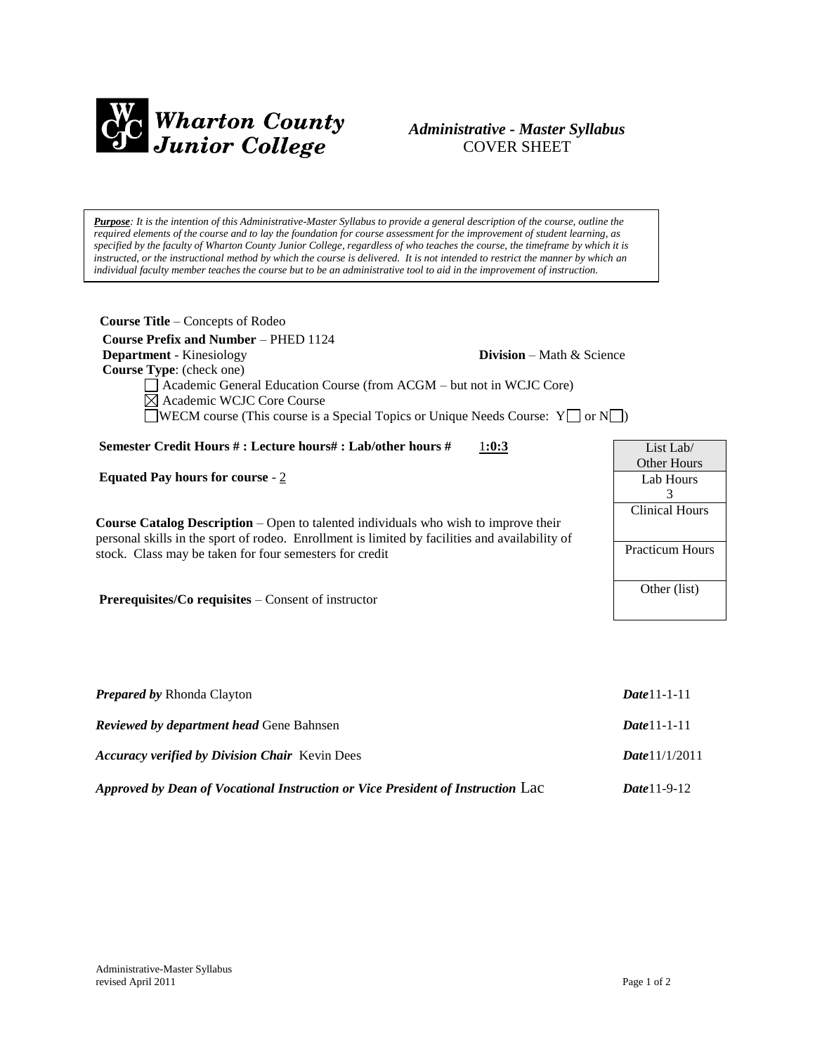**Wharton County Junior College**

***Administrative - Master Syllabus***
COVER SHEET

***Purpose****: It is the intention of this Administrative-Master Syllabus to provide a general description of the course, outline the required elements of the course and to lay the foundation for course assessment for the improvement of student learning, as specified by the faculty of Wharton County Junior College, regardless of who teaches the course, the timeframe by which it is instructed, or the instructional method by which the course is delivered. It is not intended to restrict the manner by which an individual faculty member teaches the course but to be an administrative tool to aid in the improvement of instruction.*

**Course Title** – Concepts of Rodeo
**Course Prefix and Number** – PHED 1124
**Department** - Kinesiology **Division** – Math & Science
**Course Type**: (check one)

- ☐ Academic General Education Course (from ACGM – but not in WCJC Core)
- ☒ Academic WCJC Core Course
- ☐ WECM course (This course is a Special Topics or Unique Needs Course: Y ☐ or N ☐)

**Semester Credit Hours # : Lecture hours# : Lab/other hours #** 1**:0:3**

**Equated Pay hours for course** - 2

**Course Catalog Description** – Open to talented individuals who wish to improve their personal skills in the sport of rodeo. Enrollment is limited by facilities and availability of stock. Class may be taken for four semesters for credit

**Prerequisites/Co requisites** – Consent of instructor

| List Lab/ Other Hours |
|---|
| Lab Hours 3 |
| Clinical Hours |
| Practicum Hours |
| Other (list) |

***Prepared by*** Rhonda Clayton ***Date***11-1-11

***Reviewed by department head*** Gene Bahnsen ***Date***11-1-11

***Accuracy verified by Division Chair*** Kevin Dees ***Date***11/1/2011

***Approved by Dean of Vocational Instruction or Vice President of Instruction*** Lac ***Date***11-9-12

Administrative-Master Syllabus
revised April 2011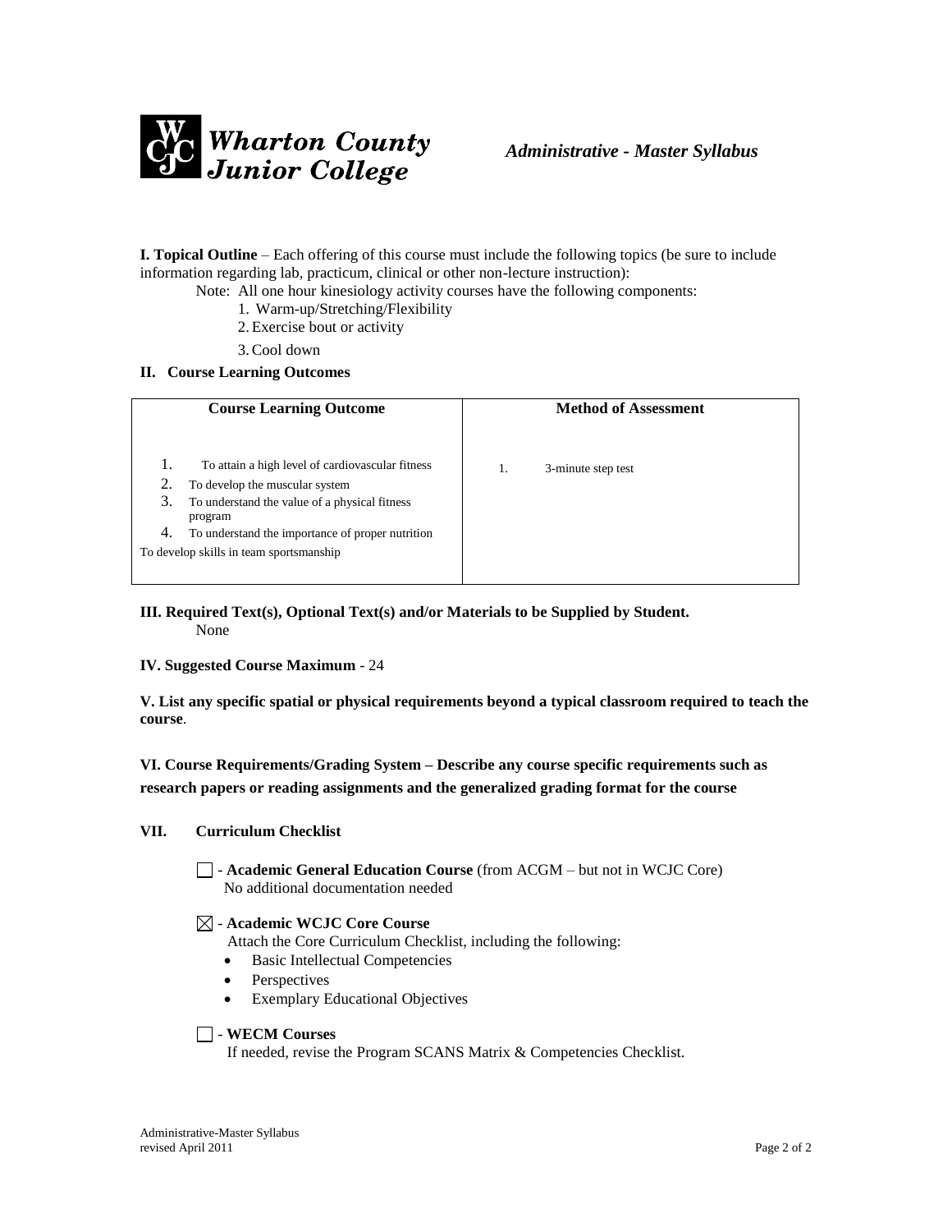*Administrative - Master Syllabus*

**I. Topical Outline** – Each offering of this course must include the following topics (be sure to include information regarding lab, practicum, clinical or other non-lecture instruction):

Note: All one hour kinesiology activity courses have the following components:

1. Warm-up/Stretching/Flexibility
2. Exercise bout or activity
3. Cool down

**II. Course Learning Outcomes**

| Course Learning Outcome | Method of Assessment |
|---|---|
| 1. To attain a high level of cardiovascular fitness<br>2. To develop the muscular system<br>3. To understand the value of a physical fitness program<br>4. To understand the importance of proper nutrition<br>To develop skills in team sportsmanship | 1. 3-minute step test |

**III. Required Text(s), Optional Text(s) and/or Materials to be Supplied by Student.**

None

**IV. Suggested Course Maximum** - 24

**V. List any specific spatial or physical requirements beyond a typical classroom required to teach the course**.

**VI. Course Requirements/Grading System – Describe any course specific requirements such as research papers or reading assignments and the generalized grading format for the course**

**VII. Curriculum Checklist**

☐ - **Academic General Education Course** (from ACGM – but not in WCJC Core)
No additional documentation needed

☒ - **Academic WCJC Core Course**
Attach the Core Curriculum Checklist, including the following:

- Basic Intellectual Competencies
- Perspectives
- Exemplary Educational Objectives

☐ - **WECM Courses**
If needed, revise the Program SCANS Matrix & Competencies Checklist.